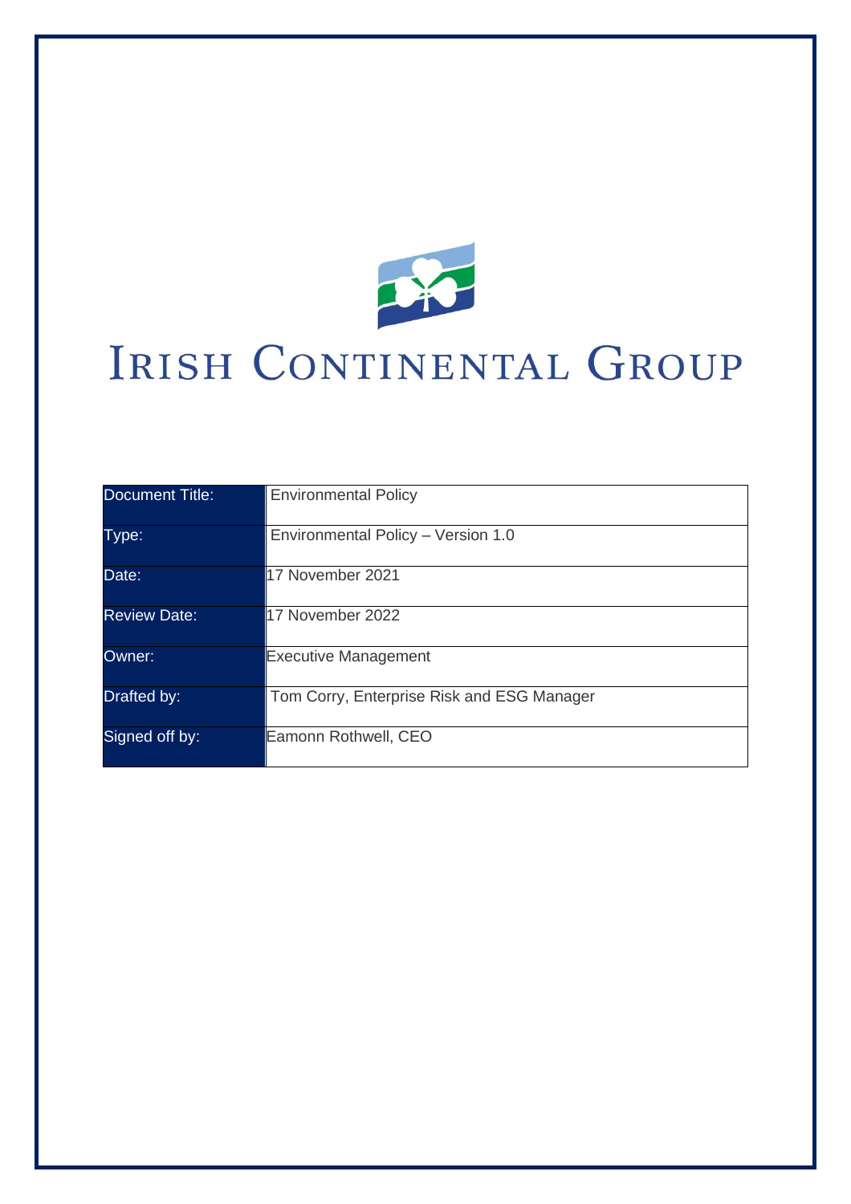# IRISH CONTINENTAL GROUP

| Document Title: | Environmental Policy |
|---|---|
| Type: | Environmental Policy – Version 1.0 |
| Date: | 17 November 2021 |
| Review Date: | 17 November 2022 |
| Owner: | Executive Management |
| Drafted by: | Tom Corry, Enterprise Risk and ESG Manager |
| Signed off by: | Eamonn Rothwell, CEO |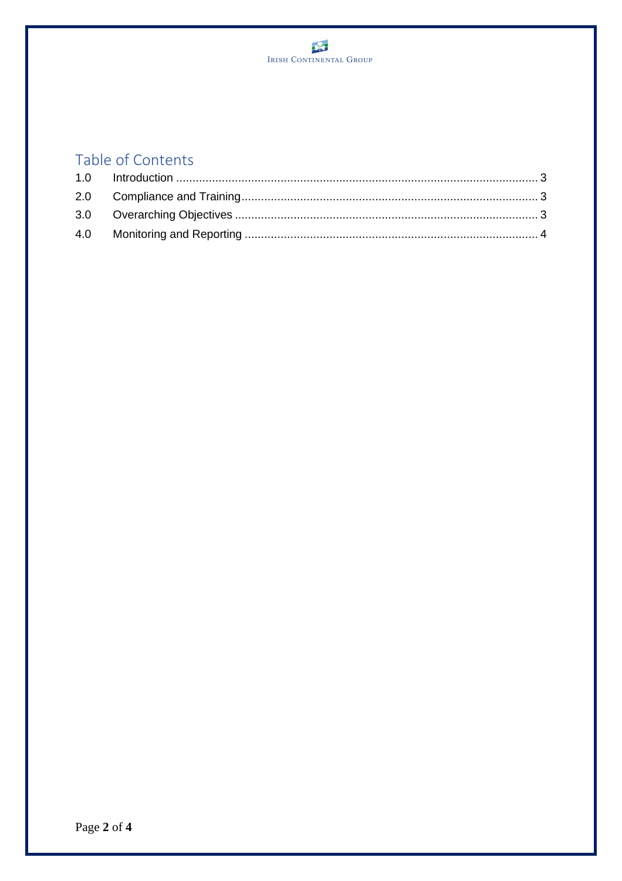## Table of Contents

| | | |
|---|---|---|
| 1.0 | Introduction | 3 |
| 2.0 | Compliance and Training | 3 |
| 3.0 | Overarching Objectives | 3 |
| 4.0 | Monitoring and Reporting | 4 |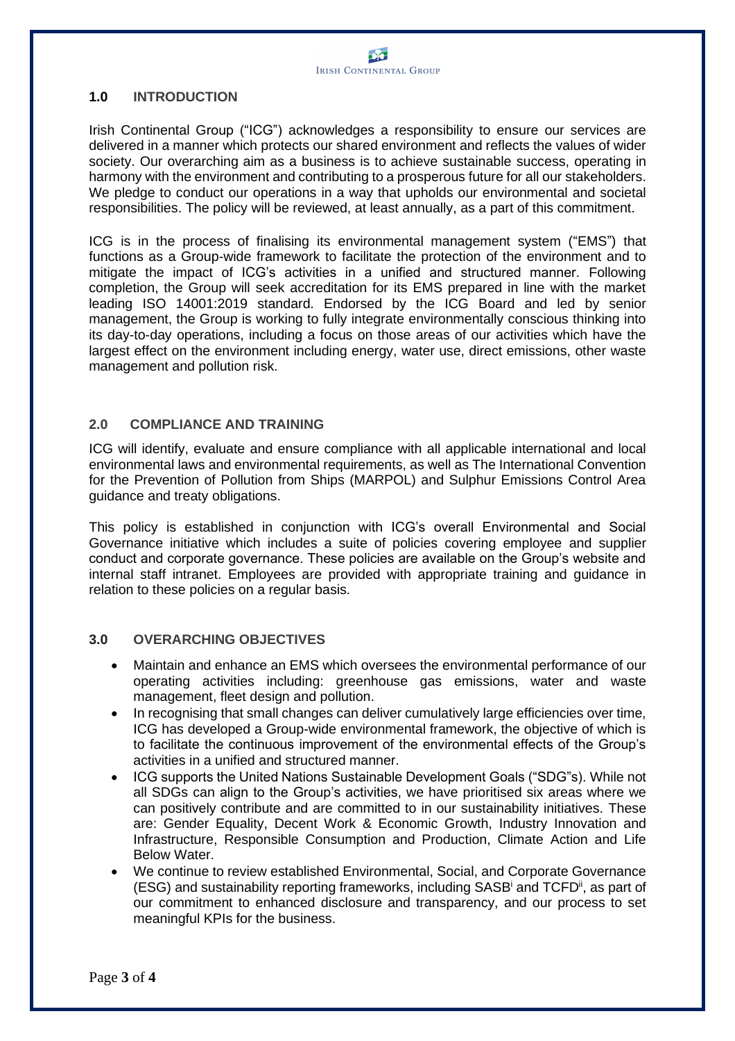## 1.0 INTRODUCTION

Irish Continental Group ("ICG") acknowledges a responsibility to ensure our services are delivered in a manner which protects our shared environment and reflects the values of wider society. Our overarching aim as a business is to achieve sustainable success, operating in harmony with the environment and contributing to a prosperous future for all our stakeholders. We pledge to conduct our operations in a way that upholds our environmental and societal responsibilities. The policy will be reviewed, at least annually, as a part of this commitment.

ICG is in the process of finalising its environmental management system ("EMS") that functions as a Group-wide framework to facilitate the protection of the environment and to mitigate the impact of ICG's activities in a unified and structured manner. Following completion, the Group will seek accreditation for its EMS prepared in line with the market leading ISO 14001:2019 standard. Endorsed by the ICG Board and led by senior management, the Group is working to fully integrate environmentally conscious thinking into its day-to-day operations, including a focus on those areas of our activities which have the largest effect on the environment including energy, water use, direct emissions, other waste management and pollution risk.

## 2.0 COMPLIANCE AND TRAINING

ICG will identify, evaluate and ensure compliance with all applicable international and local environmental laws and environmental requirements, as well as The International Convention for the Prevention of Pollution from Ships (MARPOL) and Sulphur Emissions Control Area guidance and treaty obligations.

This policy is established in conjunction with ICG's overall Environmental and Social Governance initiative which includes a suite of policies covering employee and supplier conduct and corporate governance. These policies are available on the Group's website and internal staff intranet. Employees are provided with appropriate training and guidance in relation to these policies on a regular basis.

## 3.0 OVERARCHING OBJECTIVES

- Maintain and enhance an EMS which oversees the environmental performance of our operating activities including: greenhouse gas emissions, water and waste management, fleet design and pollution.
- In recognising that small changes can deliver cumulatively large efficiencies over time, ICG has developed a Group-wide environmental framework, the objective of which is to facilitate the continuous improvement of the environmental effects of the Group's activities in a unified and structured manner.
- ICG supports the United Nations Sustainable Development Goals ("SDG"s). While not all SDGs can align to the Group's activities, we have prioritised six areas where we can positively contribute and are committed to in our sustainability initiatives. These are: Gender Equality, Decent Work & Economic Growth, Industry Innovation and Infrastructure, Responsible Consumption and Production, Climate Action and Life Below Water.
- We continue to review established Environmental, Social, and Corporate Governance (ESG) and sustainability reporting frameworks, including SASB[i] and TCFD[ii], as part of our commitment to enhanced disclosure and transparency, and our process to set meaningful KPIs for the business.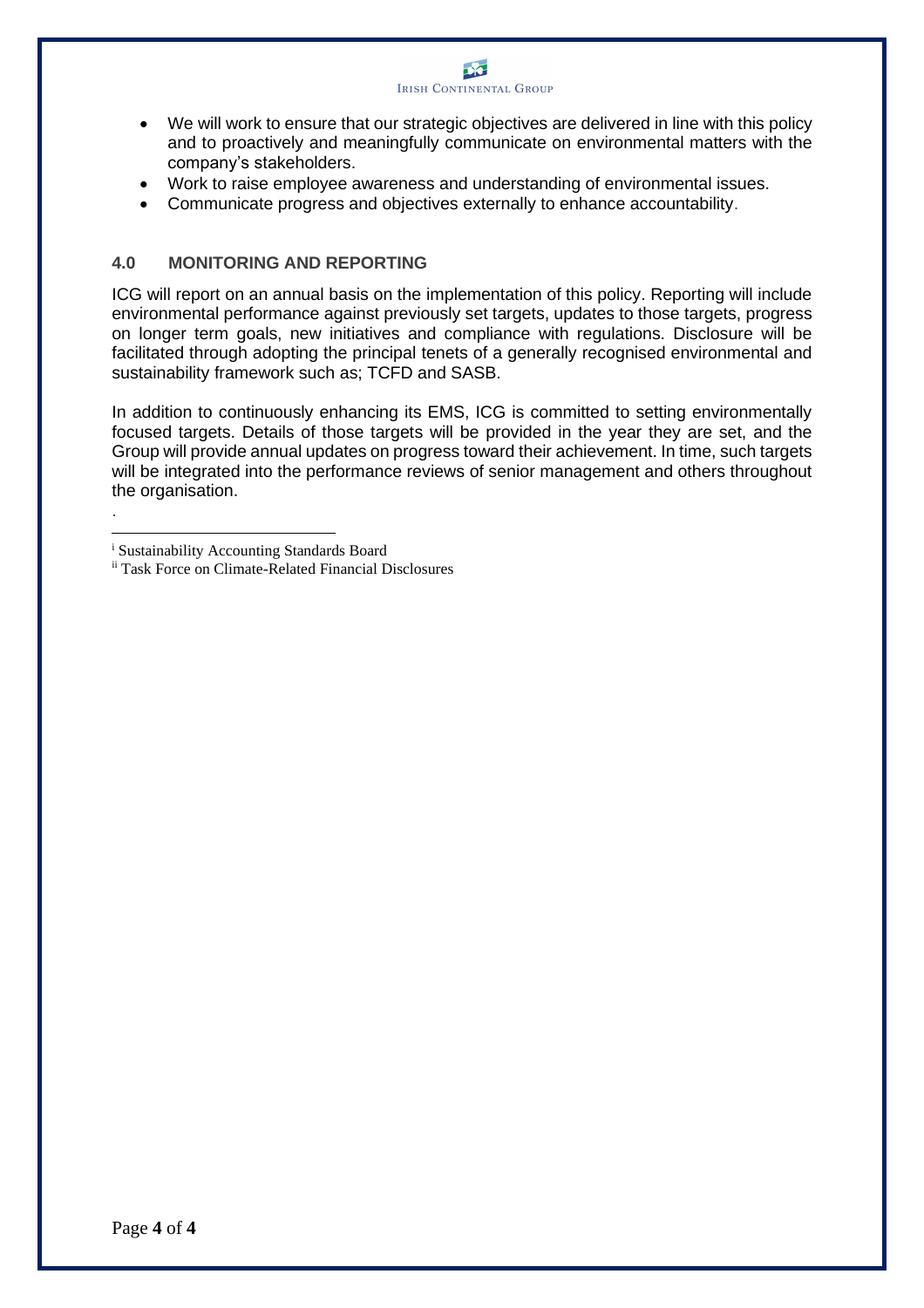- We will work to ensure that our strategic objectives are delivered in line with this policy and to proactively and meaningfully communicate on environmental matters with the company's stakeholders.
- Work to raise employee awareness and understanding of environmental issues.
- Communicate progress and objectives externally to enhance accountability.

## 4.0 MONITORING AND REPORTING

ICG will report on an annual basis on the implementation of this policy. Reporting will include environmental performance against previously set targets, updates to those targets, progress on longer term goals, new initiatives and compliance with regulations. Disclosure will be facilitated through adopting the principal tenets of a generally recognised environmental and sustainability framework such as; TCFD and SASB.

In addition to continuously enhancing its EMS, ICG is committed to setting environmentally focused targets. Details of those targets will be provided in the year they are set, and the Group will provide annual updates on progress toward their achievement. In time, such targets will be integrated into the performance reviews of senior management and others throughout the organisation.

.

---

[i] Sustainability Accounting Standards Board

[ii] Task Force on Climate-Related Financial Disclosures